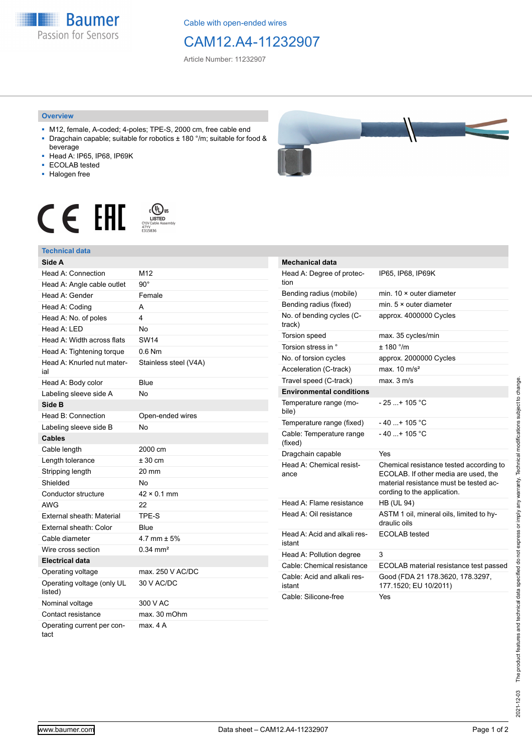Cable with open-ended wires

# CAM12.A4-11232907

Article Number: 11232907

## Overview

- M12, female, A-coded; 4-poles; TPE-S, 2000 cm, free cable end
- Dragchain capable; suitable for robotics ± 180 °/m; suitable for food & beverage
- Head A: IP65, IP68, IP69K
- ECOLAB tested
- Halogen free

## Technical data

| Side A | |
|---|---|
| Head A: Connection | M12 |
| Head A: Angle cable outlet | 90° |
| Head A: Gender | Female |
| Head A: Coding | A |
| Head A: No. of poles | 4 |
| Head A: LED | No |
| Head A: Width across flats | SW14 |
| Head A: Tightening torque | 0.6 Nm |
| Head A: Knurled nut material | Stainless steel (V4A) |
| Head A: Body color | Blue |
| Labeling sleeve side A | No |
| **Side B** | |
| Head B: Connection | Open-ended wires |
| Labeling sleeve side B | No |
| **Cables** | |
| Cable length | 2000 cm |
| Length tolerance | ± 30 cm |
| Stripping length | 20 mm |
| Shielded | No |
| Conductor structure | 42 × 0.1 mm |
| AWG | 22 |
| External sheath: Material | TPE-S |
| External sheath: Color | Blue |
| Cable diameter | 4.7 mm ± 5% |
| Wire cross section | 0.34 mm² |
| **Electrical data** | |
| Operating voltage | max. 250 V AC/DC |
| Operating voltage (only UL listed) | 30 V AC/DC |
| Nominal voltage | 300 V AC |
| Contact resistance | max. 30 mOhm |
| Operating current per contact | max. 4 A |

| Mechanical data | |
|---|---|
| Head A: Degree of protection | IP65, IP68, IP69K |
| Bending radius (mobile) | min. 10 × outer diameter |
| Bending radius (fixed) | min. 5 × outer diameter |
| No. of bending cycles (C-track) | approx. 4000000 Cycles |
| Torsion speed | max. 35 cycles/min |
| Torsion stress in ° | ± 180 °/m |
| No. of torsion cycles | approx. 2000000 Cycles |
| Acceleration (C-track) | max. 10 m/s² |
| Travel speed (C-track) | max. 3 m/s |
| **Environmental conditions** | |
| Temperature range (mobile) | - 25 ...+ 105 °C |
| Temperature range (fixed) | - 40 ...+ 105 °C |
| Cable: Temperature range (fixed) | - 40 ...+ 105 °C |
| Dragchain capable | Yes |
| Head A: Chemical resistance | Chemical resistance tested according to ECOLAB. If other media are used, the material resistance must be tested according to the application. |
| Head A: Flame resistance | HB (UL 94) |
| Head A: Oil resistance | ASTM 1 oil, mineral oils, limited to hydraulic oils |
| Head A: Acid and alkali resistant | ECOLAB tested |
| Head A: Pollution degree | 3 |
| Cable: Chemical resistance | ECOLAB material resistance test passed |
| Cable: Acid and alkali resistant | Good (FDA 21 178.3620, 178.3297, 177.1520; EU 10/2011) |
| Cable: Silicone-free | Yes |

2021-12-03 The product features and technical data specified do not express or imply any warranty. Technical modifications subject to change.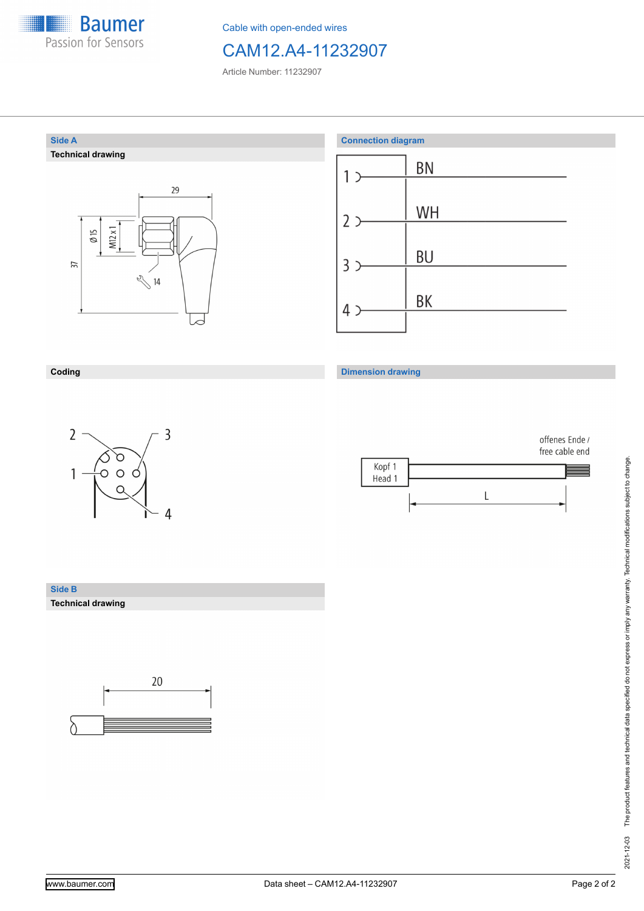Cable with open-ended wires

# CAM12.A4-11232907

Article Number: 11232907

## Side A

### Technical drawing

29

Ø 15

M12 x 1

37

14

## Connection diagram

1 BN

2 WH

3 BU

4 BK

### Coding

2

3

1

4

## Dimension drawing

offenes Ende / free cable end

Kopf 1 Head 1

L

## Side B

### Technical drawing

20

The product features and technical data specified do not express or imply any warranty. Technical modifications subject to change.

2021-12-03

www.baumer.com

Data sheet – CAM12.A4-11232907